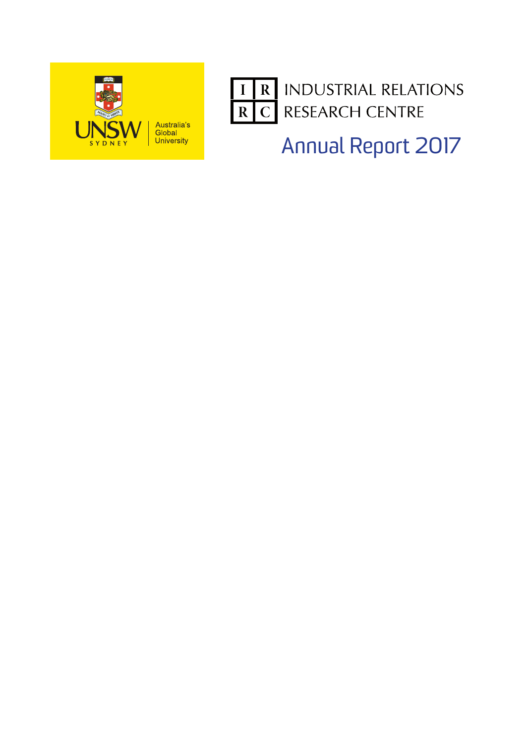UNSW SYDNEY

Australia's Global University

INDUSTRIAL RELATIONS RESEARCH CENTRE

# Annual Report 2017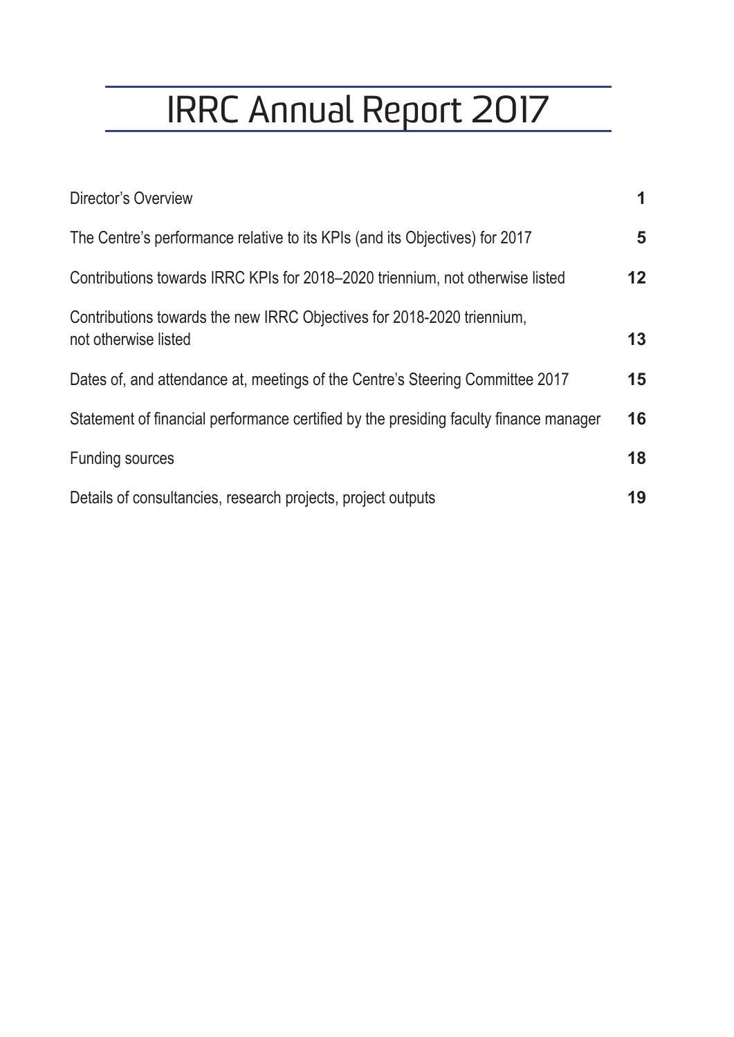# IRRC Annual Report 2017

| | |
|---|---|
| Director's Overview | **1** |
| The Centre's performance relative to its KPIs (and its Objectives) for 2017 | **5** |
| Contributions towards IRRC KPIs for 2018–2020 triennium, not otherwise listed | **12** |
| Contributions towards the new IRRC Objectives for 2018-2020 triennium, not otherwise listed | **13** |
| Dates of, and attendance at, meetings of the Centre's Steering Committee 2017 | **15** |
| Statement of financial performance certified by the presiding faculty finance manager | **16** |
| Funding sources | **18** |
| Details of consultancies, research projects, project outputs | **19** |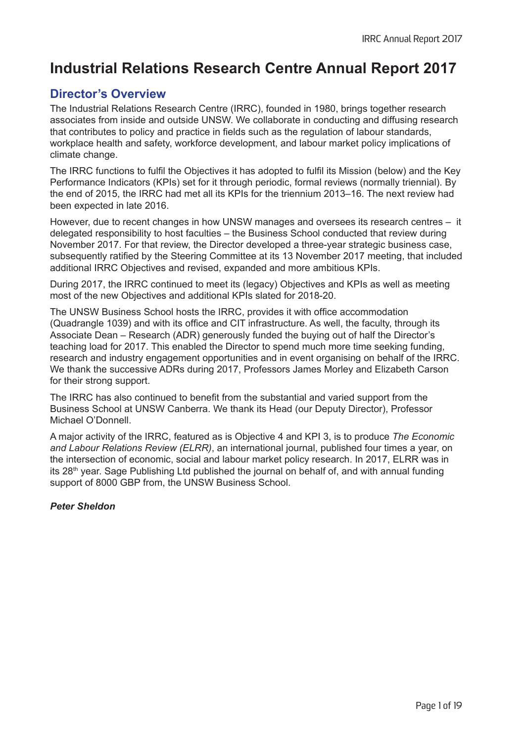# Industrial Relations Research Centre Annual Report 2017

## Director's Overview

The Industrial Relations Research Centre (IRRC), founded in 1980, brings together research associates from inside and outside UNSW. We collaborate in conducting and diffusing research that contributes to policy and practice in fields such as the regulation of labour standards, workplace health and safety, workforce development, and labour market policy implications of climate change.

The IRRC functions to fulfil the Objectives it has adopted to fulfil its Mission (below) and the Key Performance Indicators (KPIs) set for it through periodic, formal reviews (normally triennial). By the end of 2015, the IRRC had met all its KPIs for the triennium 2013–16. The next review had been expected in late 2016.

However, due to recent changes in how UNSW manages and oversees its research centres – it delegated responsibility to host faculties – the Business School conducted that review during November 2017. For that review, the Director developed a three-year strategic business case, subsequently ratified by the Steering Committee at its 13 November 2017 meeting, that included additional IRRC Objectives and revised, expanded and more ambitious KPIs.

During 2017, the IRRC continued to meet its (legacy) Objectives and KPIs as well as meeting most of the new Objectives and additional KPIs slated for 2018-20.

The UNSW Business School hosts the IRRC, provides it with office accommodation (Quadrangle 1039) and with its office and CIT infrastructure. As well, the faculty, through its Associate Dean – Research (ADR) generously funded the buying out of half the Director's teaching load for 2017. This enabled the Director to spend much more time seeking funding, research and industry engagement opportunities and in event organising on behalf of the IRRC. We thank the successive ADRs during 2017, Professors James Morley and Elizabeth Carson for their strong support.

The IRRC has also continued to benefit from the substantial and varied support from the Business School at UNSW Canberra. We thank its Head (our Deputy Director), Professor Michael O'Donnell.

A major activity of the IRRC, featured as is Objective 4 and KPI 3, is to produce *The Economic and Labour Relations Review (ELRR)*, an international journal, published four times a year, on the intersection of economic, social and labour market policy research. In 2017, ELRR was in its 28th year. Sage Publishing Ltd published the journal on behalf of, and with annual funding support of 8000 GBP from, the UNSW Business School.

***Peter Sheldon***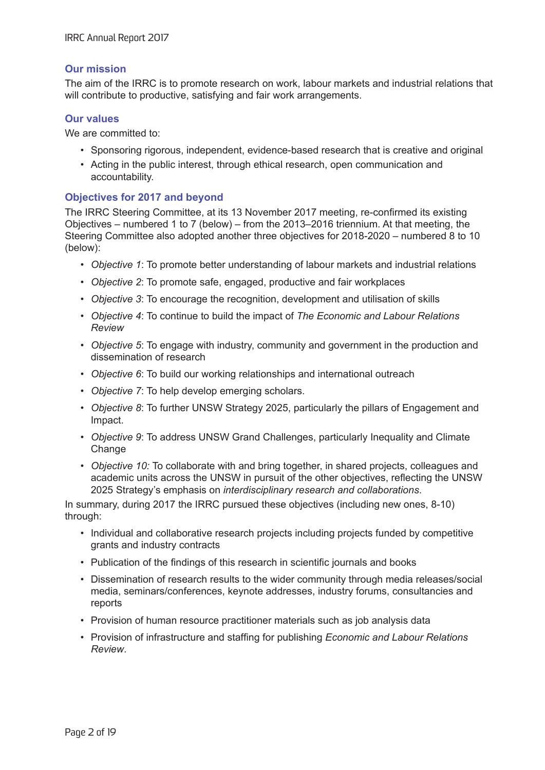## Our mission

The aim of the IRRC is to promote research on work, labour markets and industrial relations that will contribute to productive, satisfying and fair work arrangements.

## Our values

We are committed to:

- Sponsoring rigorous, independent, evidence-based research that is creative and original
- Acting in the public interest, through ethical research, open communication and accountability.

## Objectives for 2017 and beyond

The IRRC Steering Committee, at its 13 November 2017 meeting, re-confirmed its existing Objectives – numbered 1 to 7 (below) – from the 2013–2016 triennium. At that meeting, the Steering Committee also adopted another three objectives for 2018-2020 – numbered 8 to 10 (below):

- *Objective 1*: To promote better understanding of labour markets and industrial relations
- *Objective 2*: To promote safe, engaged, productive and fair workplaces
- *Objective 3*: To encourage the recognition, development and utilisation of skills
- *Objective 4*: To continue to build the impact of *The Economic and Labour Relations Review*
- *Objective 5*: To engage with industry, community and government in the production and dissemination of research
- *Objective 6*: To build our working relationships and international outreach
- *Objective 7*: To help develop emerging scholars.
- *Objective 8*: To further UNSW Strategy 2025, particularly the pillars of Engagement and Impact.
- *Objective 9*: To address UNSW Grand Challenges, particularly Inequality and Climate Change
- *Objective 10:* To collaborate with and bring together, in shared projects, colleagues and academic units across the UNSW in pursuit of the other objectives, reflecting the UNSW 2025 Strategy's emphasis on *interdisciplinary research and collaborations*.

In summary, during 2017 the IRRC pursued these objectives (including new ones, 8-10) through:

- Individual and collaborative research projects including projects funded by competitive grants and industry contracts
- Publication of the findings of this research in scientific journals and books
- Dissemination of research results to the wider community through media releases/social media, seminars/conferences, keynote addresses, industry forums, consultancies and reports
- Provision of human resource practitioner materials such as job analysis data
- Provision of infrastructure and staffing for publishing *Economic and Labour Relations Review*.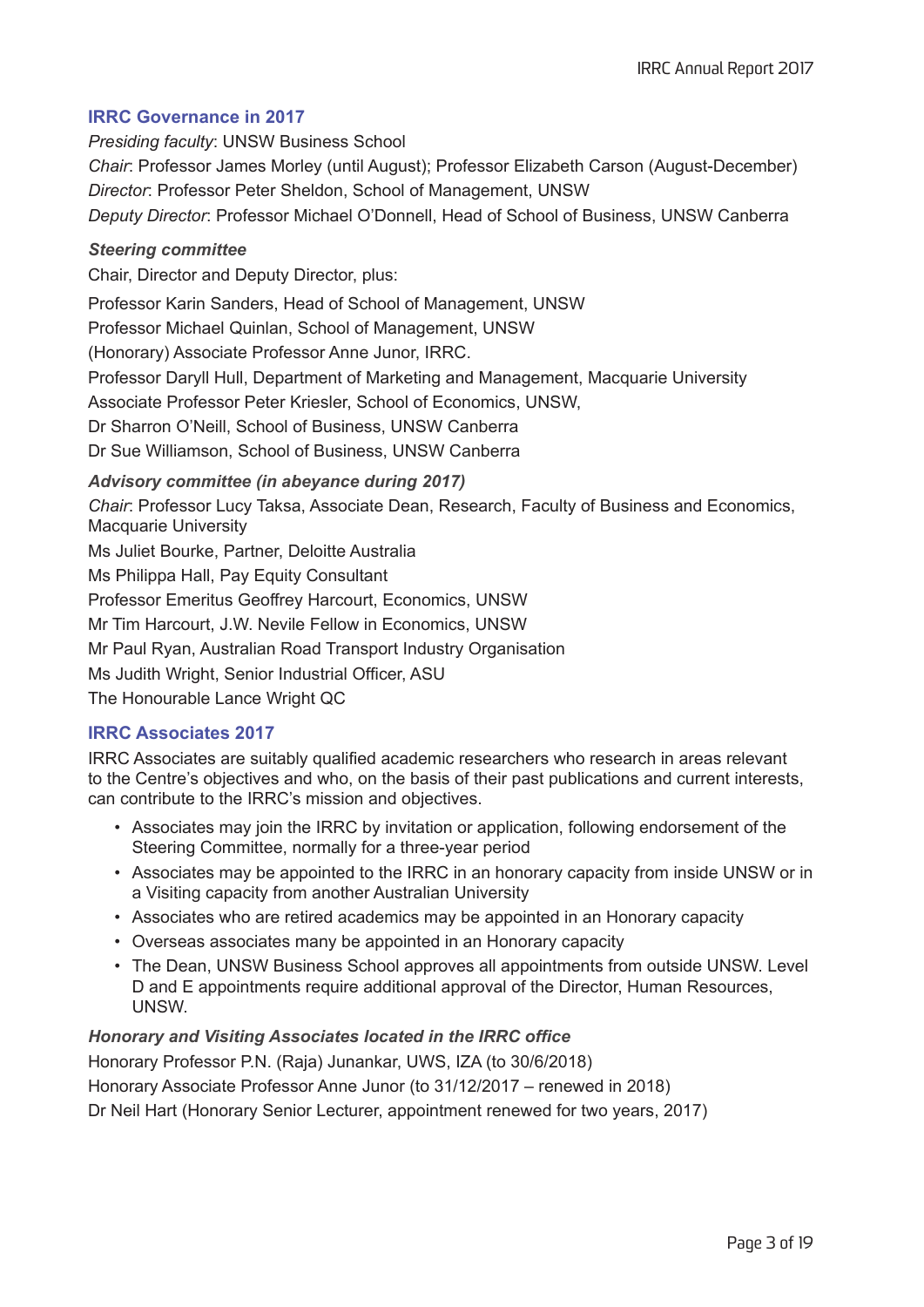## IRRC Governance in 2017

*Presiding faculty*: UNSW Business School

*Chair*: Professor James Morley (until August); Professor Elizabeth Carson (August-December)

*Director*: Professor Peter Sheldon, School of Management, UNSW

*Deputy Director*: Professor Michael O'Donnell, Head of School of Business, UNSW Canberra

### *Steering committee*

Chair, Director and Deputy Director, plus:

Professor Karin Sanders, Head of School of Management, UNSW

Professor Michael Quinlan, School of Management, UNSW

(Honorary) Associate Professor Anne Junor, IRRC.

Professor Daryll Hull, Department of Marketing and Management, Macquarie University

Associate Professor Peter Kriesler, School of Economics, UNSW,

Dr Sharron O'Neill, School of Business, UNSW Canberra

Dr Sue Williamson, School of Business, UNSW Canberra

### *Advisory committee (in abeyance during 2017)*

*Chair*: Professor Lucy Taksa, Associate Dean, Research, Faculty of Business and Economics, Macquarie University

Ms Juliet Bourke, Partner, Deloitte Australia

Ms Philippa Hall, Pay Equity Consultant

Professor Emeritus Geoffrey Harcourt, Economics, UNSW

Mr Tim Harcourt, J.W. Nevile Fellow in Economics, UNSW

Mr Paul Ryan, Australian Road Transport Industry Organisation

Ms Judith Wright, Senior Industrial Officer, ASU

The Honourable Lance Wright QC

## IRRC Associates 2017

IRRC Associates are suitably qualified academic researchers who research in areas relevant to the Centre's objectives and who, on the basis of their past publications and current interests, can contribute to the IRRC's mission and objectives.

- Associates may join the IRRC by invitation or application, following endorsement of the Steering Committee, normally for a three-year period
- Associates may be appointed to the IRRC in an honorary capacity from inside UNSW or in a Visiting capacity from another Australian University
- Associates who are retired academics may be appointed in an Honorary capacity
- Overseas associates many be appointed in an Honorary capacity
- The Dean, UNSW Business School approves all appointments from outside UNSW. Level D and E appointments require additional approval of the Director, Human Resources, UNSW.

### *Honorary and Visiting Associates located in the IRRC office*

Honorary Professor P.N. (Raja) Junankar, UWS, IZA (to 30/6/2018)

Honorary Associate Professor Anne Junor (to 31/12/2017 – renewed in 2018)

Dr Neil Hart (Honorary Senior Lecturer, appointment renewed for two years, 2017)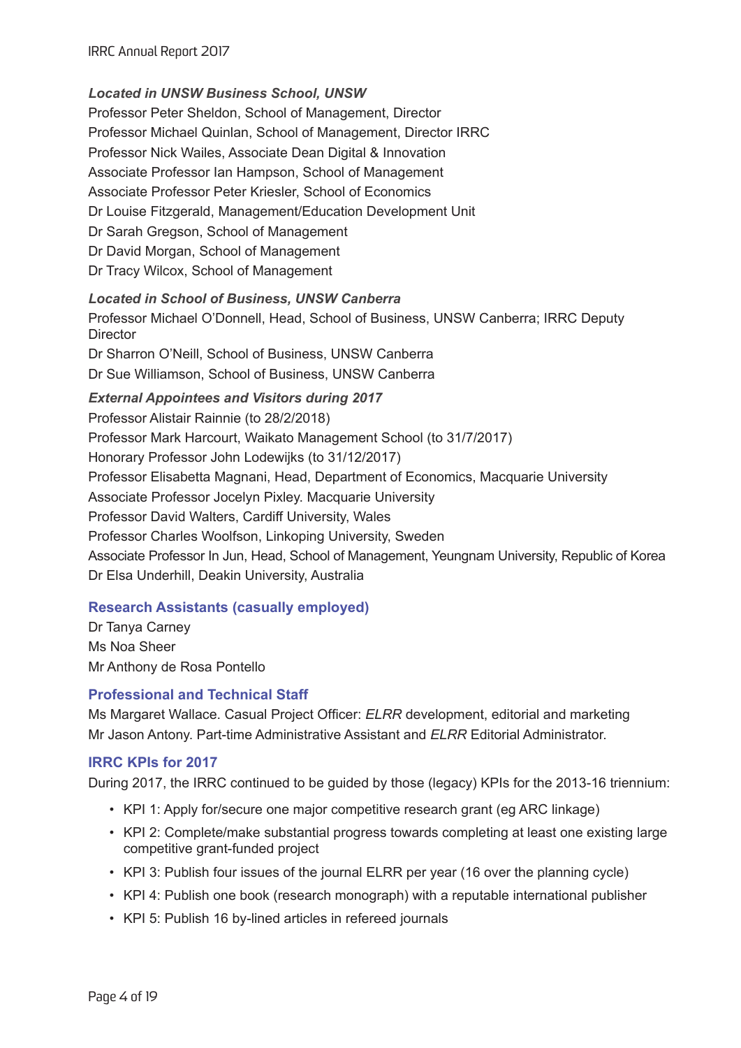***Located in UNSW Business School, UNSW***

Professor Peter Sheldon, School of Management, Director
Professor Michael Quinlan, School of Management, Director IRRC
Professor Nick Wailes, Associate Dean Digital & Innovation
Associate Professor Ian Hampson, School of Management
Associate Professor Peter Kriesler, School of Economics
Dr Louise Fitzgerald, Management/Education Development Unit
Dr Sarah Gregson, School of Management
Dr David Morgan, School of Management
Dr Tracy Wilcox, School of Management

***Located in School of Business, UNSW Canberra***

Professor Michael O'Donnell, Head, School of Business, UNSW Canberra; IRRC Deputy Director
Dr Sharron O'Neill, School of Business, UNSW Canberra
Dr Sue Williamson, School of Business, UNSW Canberra

***External Appointees and Visitors during 2017***

Professor Alistair Rainnie (to 28/2/2018)
Professor Mark Harcourt, Waikato Management School (to 31/7/2017)
Honorary Professor John Lodewijks (to 31/12/2017)
Professor Elisabetta Magnani, Head, Department of Economics, Macquarie University
Associate Professor Jocelyn Pixley. Macquarie University
Professor David Walters, Cardiff University, Wales
Professor Charles Woolfson, Linkoping University, Sweden
Associate Professor In Jun, Head, School of Management, Yeungnam University, Republic of Korea
Dr Elsa Underhill, Deakin University, Australia

## Research Assistants (casually employed)

Dr Tanya Carney
Ms Noa Sheer
Mr Anthony de Rosa Pontello

## Professional and Technical Staff

Ms Margaret Wallace. Casual Project Officer: *ELRR* development, editorial and marketing
Mr Jason Antony. Part-time Administrative Assistant and *ELRR* Editorial Administrator.

## IRRC KPIs for 2017

During 2017, the IRRC continued to be guided by those (legacy) KPIs for the 2013-16 triennium:

- KPI 1: Apply for/secure one major competitive research grant (eg ARC linkage)
- KPI 2: Complete/make substantial progress towards completing at least one existing large competitive grant-funded project
- KPI 3: Publish four issues of the journal ELRR per year (16 over the planning cycle)
- KPI 4: Publish one book (research monograph) with a reputable international publisher
- KPI 5: Publish 16 by-lined articles in refereed journals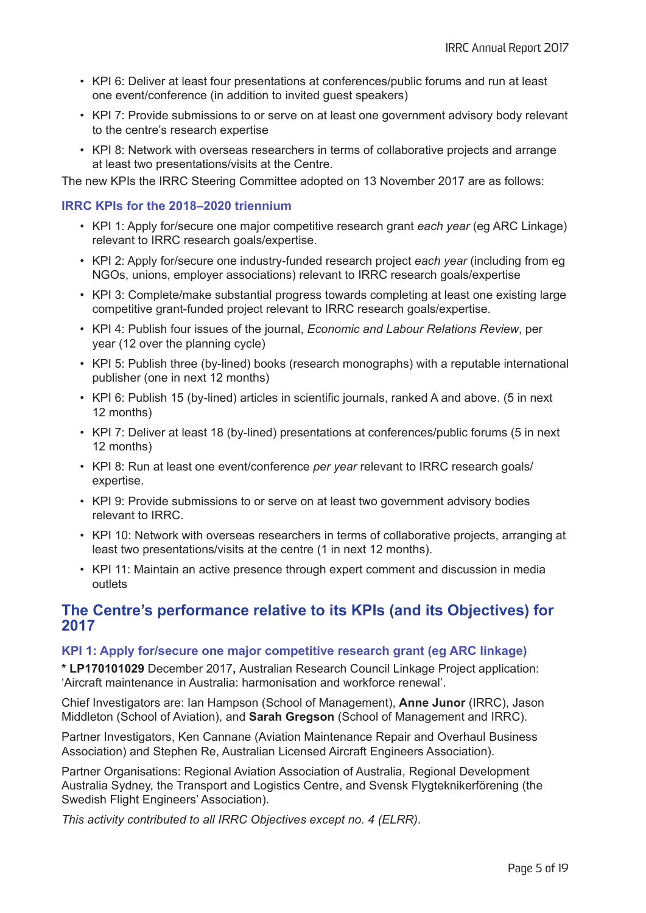- KPI 6: Deliver at least four presentations at conferences/public forums and run at least one event/conference (in addition to invited guest speakers)
- KPI 7: Provide submissions to or serve on at least one government advisory body relevant to the centre's research expertise
- KPI 8: Network with overseas researchers in terms of collaborative projects and arrange at least two presentations/visits at the Centre.

The new KPIs the IRRC Steering Committee adopted on 13 November 2017 are as follows:

### IRRC KPIs for the 2018–2020 triennium

- KPI 1: Apply for/secure one major competitive research grant *each year* (eg ARC Linkage) relevant to IRRC research goals/expertise.
- KPI 2: Apply for/secure one industry-funded research project *each year* (including from eg NGOs, unions, employer associations) relevant to IRRC research goals/expertise
- KPI 3: Complete/make substantial progress towards completing at least one existing large competitive grant-funded project relevant to IRRC research goals/expertise.
- KPI 4: Publish four issues of the journal, *Economic and Labour Relations Review*, per year (12 over the planning cycle)
- KPI 5: Publish three (by-lined) books (research monographs) with a reputable international publisher (one in next 12 months)
- KPI 6: Publish 15 (by-lined) articles in scientific journals, ranked A and above. (5 in next 12 months)
- KPI 7: Deliver at least 18 (by-lined) presentations at conferences/public forums (5 in next 12 months)
- KPI 8: Run at least one event/conference *per year* relevant to IRRC research goals/ expertise.
- KPI 9: Provide submissions to or serve on at least two government advisory bodies relevant to IRRC.
- KPI 10: Network with overseas researchers in terms of collaborative projects, arranging at least two presentations/visits at the centre (1 in next 12 months).
- KPI 11: Maintain an active presence through expert comment and discussion in media outlets

## The Centre's performance relative to its KPIs (and its Objectives) for 2017

### KPI 1: Apply for/secure one major competitive research grant (eg ARC linkage)

**\* LP170101029** December 2017**,** Australian Research Council Linkage Project application: 'Aircraft maintenance in Australia: harmonisation and workforce renewal'.

Chief Investigators are: Ian Hampson (School of Management), **Anne Junor** (IRRC), Jason Middleton (School of Aviation), and **Sarah Gregson** (School of Management and IRRC).

Partner Investigators, Ken Cannane (Aviation Maintenance Repair and Overhaul Business Association) and Stephen Re, Australian Licensed Aircraft Engineers Association).

Partner Organisations: Regional Aviation Association of Australia, Regional Development Australia Sydney, the Transport and Logistics Centre, and Svensk Flygteknikerförening (the Swedish Flight Engineers' Association).

*This activity contributed to all IRRC Objectives except no. 4 (ELRR).*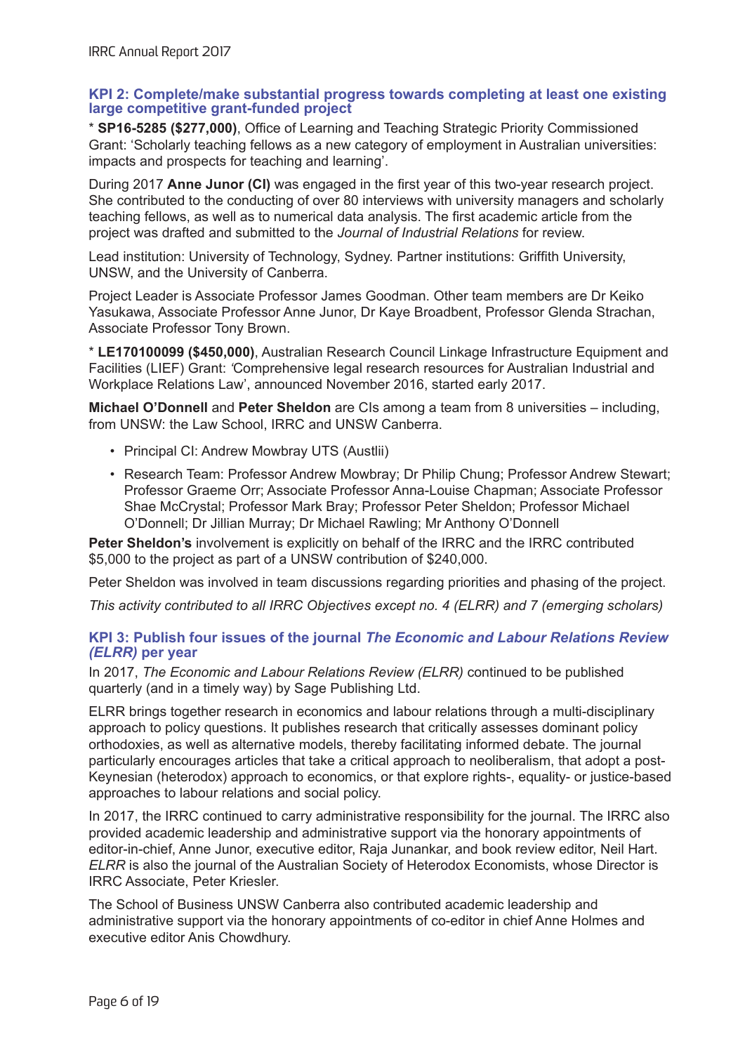### KPI 2: Complete/make substantial progress towards completing at least one existing large competitive grant-funded project

* **SP16-5285 ($277,000)**, Office of Learning and Teaching Strategic Priority Commissioned Grant: 'Scholarly teaching fellows as a new category of employment in Australian universities: impacts and prospects for teaching and learning'.

During 2017 **Anne Junor (CI)** was engaged in the first year of this two-year research project. She contributed to the conducting of over 80 interviews with university managers and scholarly teaching fellows, as well as to numerical data analysis. The first academic article from the project was drafted and submitted to the *Journal of Industrial Relations* for review.

Lead institution: University of Technology, Sydney. Partner institutions: Griffith University, UNSW, and the University of Canberra.

Project Leader is Associate Professor James Goodman. Other team members are Dr Keiko Yasukawa, Associate Professor Anne Junor, Dr Kaye Broadbent, Professor Glenda Strachan, Associate Professor Tony Brown.

* **LE170100099 ($450,000)**, Australian Research Council Linkage Infrastructure Equipment and Facilities (LIEF) Grant: 'Comprehensive legal research resources for Australian Industrial and Workplace Relations Law', announced November 2016, started early 2017.

**Michael O'Donnell** and **Peter Sheldon** are CIs among a team from 8 universities – including, from UNSW: the Law School, IRRC and UNSW Canberra.

- Principal CI: Andrew Mowbray UTS (Austlii)
- Research Team: Professor Andrew Mowbray; Dr Philip Chung; Professor Andrew Stewart; Professor Graeme Orr; Associate Professor Anna-Louise Chapman; Associate Professor Shae McCrystal; Professor Mark Bray; Professor Peter Sheldon; Professor Michael O'Donnell; Dr Jillian Murray; Dr Michael Rawling; Mr Anthony O'Donnell

**Peter Sheldon's** involvement is explicitly on behalf of the IRRC and the IRRC contributed $5,000 to the project as part of a UNSW contribution of $240,000.

Peter Sheldon was involved in team discussions regarding priorities and phasing of the project.

*This activity contributed to all IRRC Objectives except no. 4 (ELRR) and 7 (emerging scholars)*

### KPI 3: Publish four issues of the journal *The Economic and Labour Relations Review (ELRR)* per year

In 2017, *The Economic and Labour Relations Review (ELRR)* continued to be published quarterly (and in a timely way) by Sage Publishing Ltd.

ELRR brings together research in economics and labour relations through a multi-disciplinary approach to policy questions. It publishes research that critically assesses dominant policy orthodoxies, as well as alternative models, thereby facilitating informed debate. The journal particularly encourages articles that take a critical approach to neoliberalism, that adopt a post-Keynesian (heterodox) approach to economics, or that explore rights-, equality- or justice-based approaches to labour relations and social policy.

In 2017, the IRRC continued to carry administrative responsibility for the journal. The IRRC also provided academic leadership and administrative support via the honorary appointments of editor-in-chief, Anne Junor, executive editor, Raja Junankar, and book review editor, Neil Hart. *ELRR* is also the journal of the Australian Society of Heterodox Economists, whose Director is IRRC Associate, Peter Kriesler.

The School of Business UNSW Canberra also contributed academic leadership and administrative support via the honorary appointments of co-editor in chief Anne Holmes and executive editor Anis Chowdhury.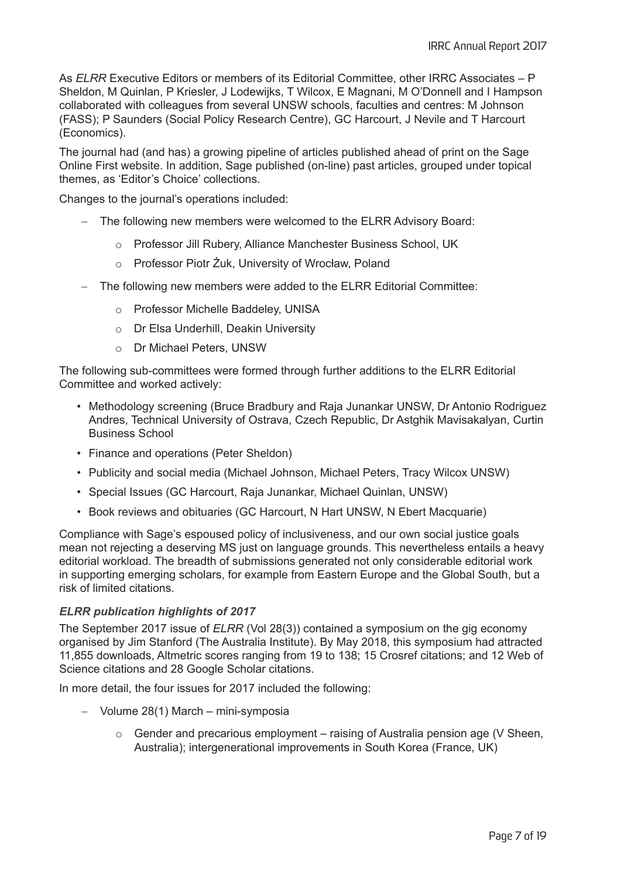As *ELRR* Executive Editors or members of its Editorial Committee, other IRRC Associates – P Sheldon, M Quinlan, P Kriesler, J Lodewijks, T Wilcox, E Magnani, M O'Donnell and I Hampson collaborated with colleagues from several UNSW schools, faculties and centres: M Johnson (FASS); P Saunders (Social Policy Research Centre), GC Harcourt, J Nevile and T Harcourt (Economics).

The journal had (and has) a growing pipeline of articles published ahead of print on the Sage Online First website. In addition, Sage published (on-line) past articles, grouped under topical themes, as 'Editor's Choice' collections.

Changes to the journal's operations included:

- The following new members were welcomed to the ELRR Advisory Board:
    - Professor Jill Rubery, Alliance Manchester Business School, UK
    - Professor Piotr Żuk, University of Wrocław, Poland
- The following new members were added to the ELRR Editorial Committee:
    - Professor Michelle Baddeley, UNISA
    - Dr Elsa Underhill, Deakin University
    - Dr Michael Peters, UNSW

The following sub-committees were formed through further additions to the ELRR Editorial Committee and worked actively:

- Methodology screening (Bruce Bradbury and Raja Junankar UNSW, Dr Antonio Rodriguez Andres, Technical University of Ostrava, Czech Republic, Dr Astghik Mavisakalyan, Curtin Business School
- Finance and operations (Peter Sheldon)
- Publicity and social media (Michael Johnson, Michael Peters, Tracy Wilcox UNSW)
- Special Issues (GC Harcourt, Raja Junankar, Michael Quinlan, UNSW)
- Book reviews and obituaries (GC Harcourt, N Hart UNSW, N Ebert Macquarie)

Compliance with Sage's espoused policy of inclusiveness, and our own social justice goals mean not rejecting a deserving MS just on language grounds. This nevertheless entails a heavy editorial workload. The breadth of submissions generated not only considerable editorial work in supporting emerging scholars, for example from Eastern Europe and the Global South, but a risk of limited citations.

### *ELRR publication highlights of 2017*

The September 2017 issue of *ELRR* (Vol 28(3)) contained a symposium on the gig economy organised by Jim Stanford (The Australia Institute). By May 2018, this symposium had attracted 11,855 downloads, Altmetric scores ranging from 19 to 138; 15 Crosref citations; and 12 Web of Science citations and 28 Google Scholar citations.

In more detail, the four issues for 2017 included the following:

- Volume 28(1) March – mini-symposia
    - Gender and precarious employment – raising of Australia pension age (V Sheen, Australia); intergenerational improvements in South Korea (France, UK)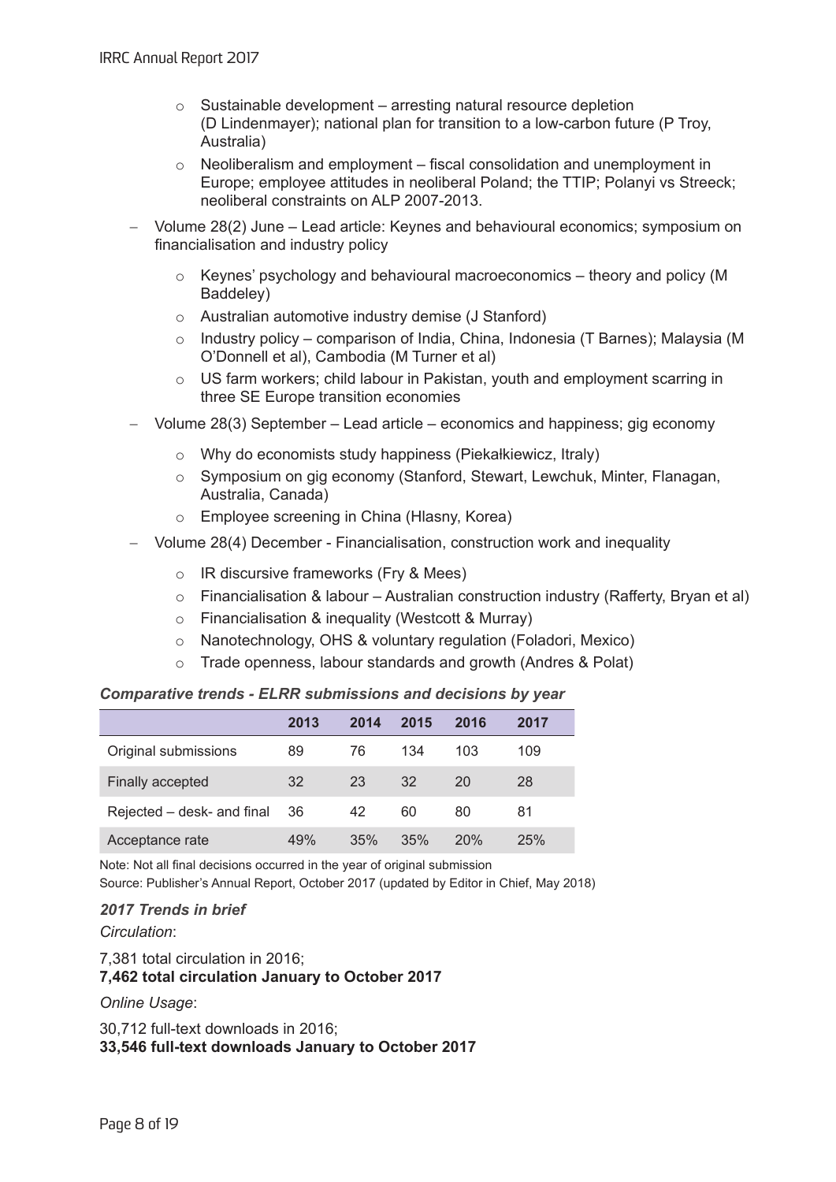- Sustainable development – arresting natural resource depletion (D Lindenmayer); national plan for transition to a low-carbon future (P Troy, Australia)
  - Neoliberalism and employment – fiscal consolidation and unemployment in Europe; employee attitudes in neoliberal Poland; the TTIP; Polanyi vs Streeck; neoliberal constraints on ALP 2007-2013.

- Volume 28(2) June – Lead article: Keynes and behavioural economics; symposium on financialisation and industry policy
  - Keynes' psychology and behavioural macroeconomics – theory and policy (M Baddeley)
  - Australian automotive industry demise (J Stanford)
  - Industry policy – comparison of India, China, Indonesia (T Barnes); Malaysia (M O'Donnell et al), Cambodia (M Turner et al)
  - US farm workers; child labour in Pakistan, youth and employment scarring in three SE Europe transition economies
- Volume 28(3) September – Lead article – economics and happiness; gig economy
  - Why do economists study happiness (Piekałkiewicz, Itraly)
  - Symposium on gig economy (Stanford, Stewart, Lewchuk, Minter, Flanagan, Australia, Canada)
  - Employee screening in China (Hlasny, Korea)
- Volume 28(4) December - Financialisation, construction work and inequality
  - IR discursive frameworks (Fry & Mees)
  - Financialisation & labour – Australian construction industry (Rafferty, Bryan et al)
  - Financialisation & inequality (Westcott & Murray)
  - Nanotechnology, OHS & voluntary regulation (Foladori, Mexico)
  - Trade openness, labour standards and growth (Andres & Polat)

***Comparative trends - ELRR submissions and decisions by year***

| | 2013 | 2014 | 2015 | 2016 | 2017 |
|---|---|---|---|---|---|
| Original submissions | 89 | 76 | 134 | 103 | 109 |
| Finally accepted | 32 | 23 | 32 | 20 | 28 |
| Rejected – desk- and final | 36 | 42 | 60 | 80 | 81 |
| Acceptance rate | 49% | 35% | 35% | 20% | 25% |

Note: Not all final decisions occurred in the year of original submission

Source: Publisher's Annual Report, October 2017 (updated by Editor in Chief, May 2018)

***2017 Trends in brief***

*Circulation*:

7,381 total circulation in 2016;
**7,462 total circulation January to October 2017**

*Online Usage*:

30,712 full-text downloads in 2016;
**33,546 full-text downloads January to October 2017**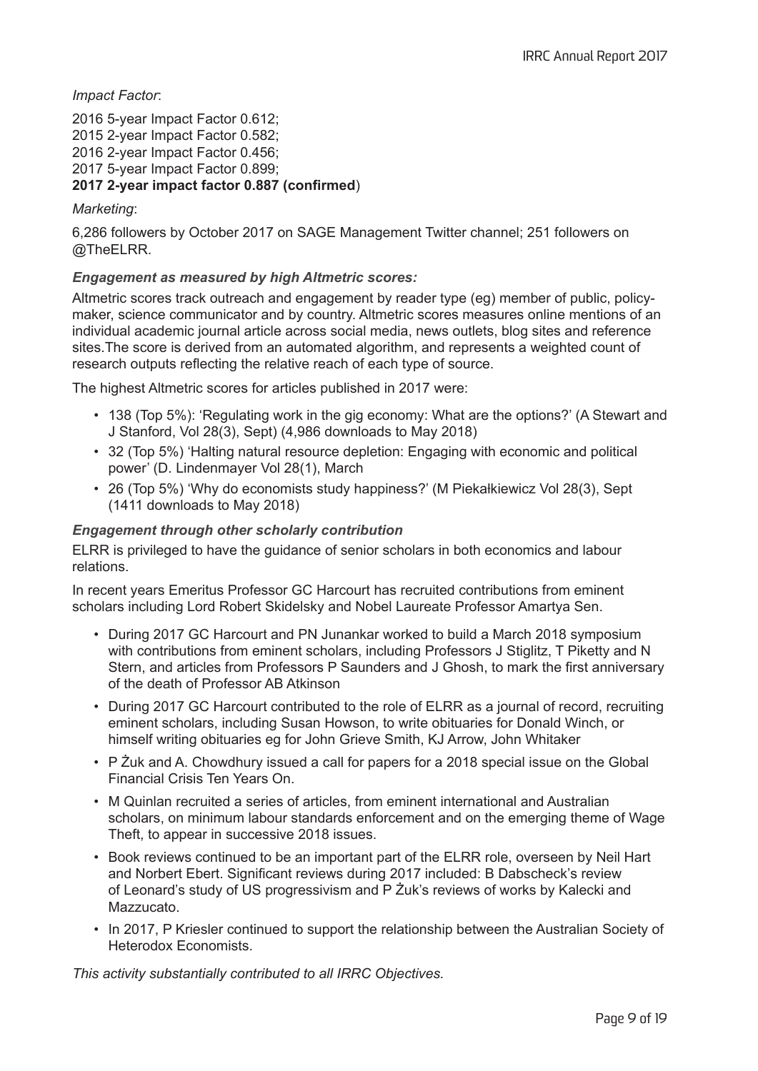*Impact Factor*:

2016 5-year Impact Factor 0.612;
2015 2-year Impact Factor 0.582;
2016 2-year Impact Factor 0.456;
2017 5-year Impact Factor 0.899;
**2017 2-year impact factor 0.887 (confirmed**)

*Marketing*:

6,286 followers by October 2017 on SAGE Management Twitter channel; 251 followers on @TheELRR.

***Engagement as measured by high Altmetric scores:***

Altmetric scores track outreach and engagement by reader type (eg) member of public, policy-maker, science communicator and by country. Altmetric scores measures online mentions of an individual academic journal article across social media, news outlets, blog sites and reference sites.The score is derived from an automated algorithm, and represents a weighted count of research outputs reflecting the relative reach of each type of source.

The highest Altmetric scores for articles published in 2017 were:

- 138 (Top 5%): 'Regulating work in the gig economy: What are the options?' (A Stewart and J Stanford, Vol 28(3), Sept) (4,986 downloads to May 2018)
- 32 (Top 5%) 'Halting natural resource depletion: Engaging with economic and political power' (D. Lindenmayer Vol 28(1), March
- 26 (Top 5%) 'Why do economists study happiness?' (M Piekałkiewicz Vol 28(3), Sept (1411 downloads to May 2018)

***Engagement through other scholarly contribution***

ELRR is privileged to have the guidance of senior scholars in both economics and labour relations.

In recent years Emeritus Professor GC Harcourt has recruited contributions from eminent scholars including Lord Robert Skidelsky and Nobel Laureate Professor Amartya Sen.

- During 2017 GC Harcourt and PN Junankar worked to build a March 2018 symposium with contributions from eminent scholars, including Professors J Stiglitz, T Piketty and N Stern, and articles from Professors P Saunders and J Ghosh, to mark the first anniversary of the death of Professor AB Atkinson
- During 2017 GC Harcourt contributed to the role of ELRR as a journal of record, recruiting eminent scholars, including Susan Howson, to write obituaries for Donald Winch, or himself writing obituaries eg for John Grieve Smith, KJ Arrow, John Whitaker
- P Żuk and A. Chowdhury issued a call for papers for a 2018 special issue on the Global Financial Crisis Ten Years On.
- M Quinlan recruited a series of articles, from eminent international and Australian scholars, on minimum labour standards enforcement and on the emerging theme of Wage Theft, to appear in successive 2018 issues.
- Book reviews continued to be an important part of the ELRR role, overseen by Neil Hart and Norbert Ebert. Significant reviews during 2017 included: B Dabscheck's review of Leonard's study of US progressivism and P Żuk's reviews of works by Kalecki and Mazzucato.
- In 2017, P Kriesler continued to support the relationship between the Australian Society of Heterodox Economists.

*This activity substantially contributed to all IRRC Objectives.*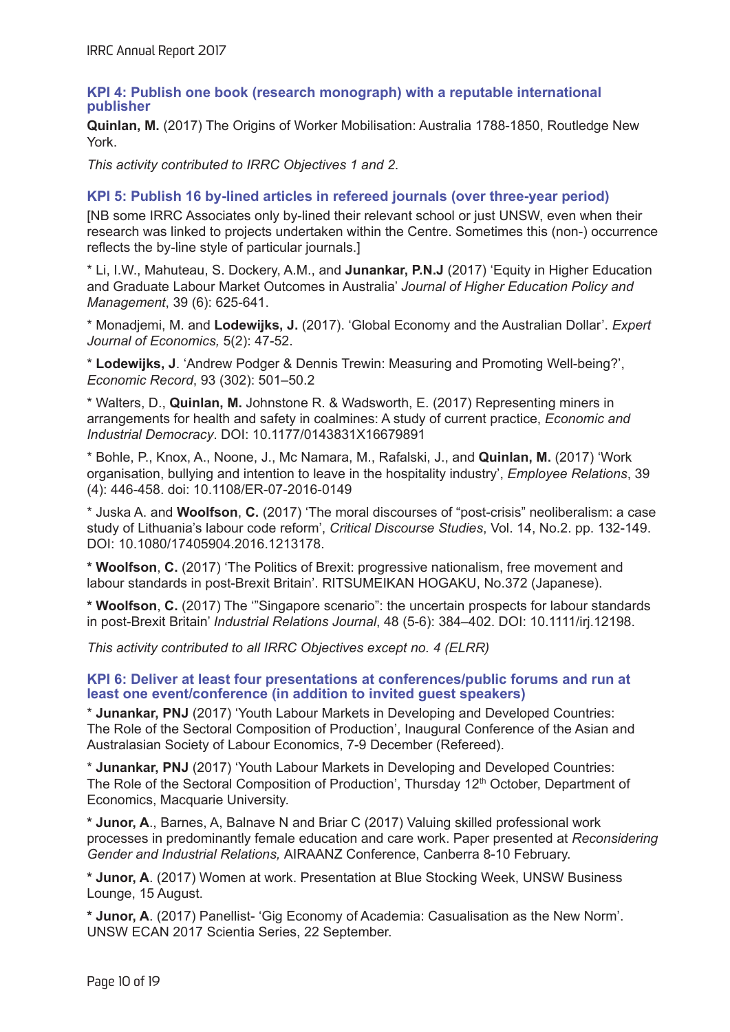### KPI 4: Publish one book (research monograph) with a reputable international publisher

**Quinlan, M.** (2017) The Origins of Worker Mobilisation: Australia 1788-1850, Routledge New York.

*This activity contributed to IRRC Objectives 1 and 2.*

### KPI 5: Publish 16 by-lined articles in refereed journals (over three-year period)

[NB some IRRC Associates only by-lined their relevant school or just UNSW, even when their research was linked to projects undertaken within the Centre. Sometimes this (non-) occurrence reflects the by-line style of particular journals.]

* Li, I.W., Mahuteau, S. Dockery, A.M., and **Junankar, P.N.J** (2017) 'Equity in Higher Education and Graduate Labour Market Outcomes in Australia' *Journal of Higher Education Policy and Management*, 39 (6): 625-641.

* Monadjemi, M. and **Lodewijks, J.** (2017). 'Global Economy and the Australian Dollar'. *Expert Journal of Economics,* 5(2): 47-52.

* **Lodewijks, J**. 'Andrew Podger & Dennis Trewin: Measuring and Promoting Well-being?', *Economic Record*, 93 (302): 501–50.2

* Walters, D., **Quinlan, M.** Johnstone R. & Wadsworth, E. (2017) Representing miners in arrangements for health and safety in coalmines: A study of current practice, *Economic and Industrial Democracy*. DOI: 10.1177/0143831X16679891

* Bohle, P., Knox, A., Noone, J., Mc Namara, M., Rafalski, J., and **Quinlan, M.** (2017) 'Work organisation, bullying and intention to leave in the hospitality industry', *Employee Relations*, 39 (4): 446-458. doi: 10.1108/ER-07-2016-0149

* Juska A. and **Woolfson**, **C.** (2017) 'The moral discourses of "post-crisis" neoliberalism: a case study of Lithuania's labour code reform', *Critical Discourse Studies*, Vol. 14, No.2. pp. 132-149. DOI: 10.1080/17405904.2016.1213178.

**\* Woolfson**, **C.** (2017) 'The Politics of Brexit: progressive nationalism, free movement and labour standards in post-Brexit Britain'. RITSUMEIKAN HOGAKU, No.372 (Japanese).

**\* Woolfson**, **C.** (2017) The '"Singapore scenario": the uncertain prospects for labour standards in post-Brexit Britain' *Industrial Relations Journal*, 48 (5-6): 384–402. DOI: 10.1111/irj.12198.

*This activity contributed to all IRRC Objectives except no. 4 (ELRR)*

### KPI 6: Deliver at least four presentations at conferences/public forums and run at least one event/conference (in addition to invited guest speakers)

* **Junankar, PNJ** (2017) 'Youth Labour Markets in Developing and Developed Countries: The Role of the Sectoral Composition of Production', Inaugural Conference of the Asian and Australasian Society of Labour Economics, 7-9 December (Refereed).

* **Junankar, PNJ** (2017) 'Youth Labour Markets in Developing and Developed Countries: The Role of the Sectoral Composition of Production', Thursday 12th October, Department of Economics, Macquarie University.

**\* Junor, A**., Barnes, A, Balnave N and Briar C (2017) Valuing skilled professional work processes in predominantly female education and care work. Paper presented at *Reconsidering Gender and Industrial Relations,* AIRAANZ Conference, Canberra 8-10 February.

**\* Junor, A**. (2017) Women at work. Presentation at Blue Stocking Week, UNSW Business Lounge, 15 August.

**\* Junor, A**. (2017) Panellist- 'Gig Economy of Academia: Casualisation as the New Norm'. UNSW ECAN 2017 Scientia Series, 22 September.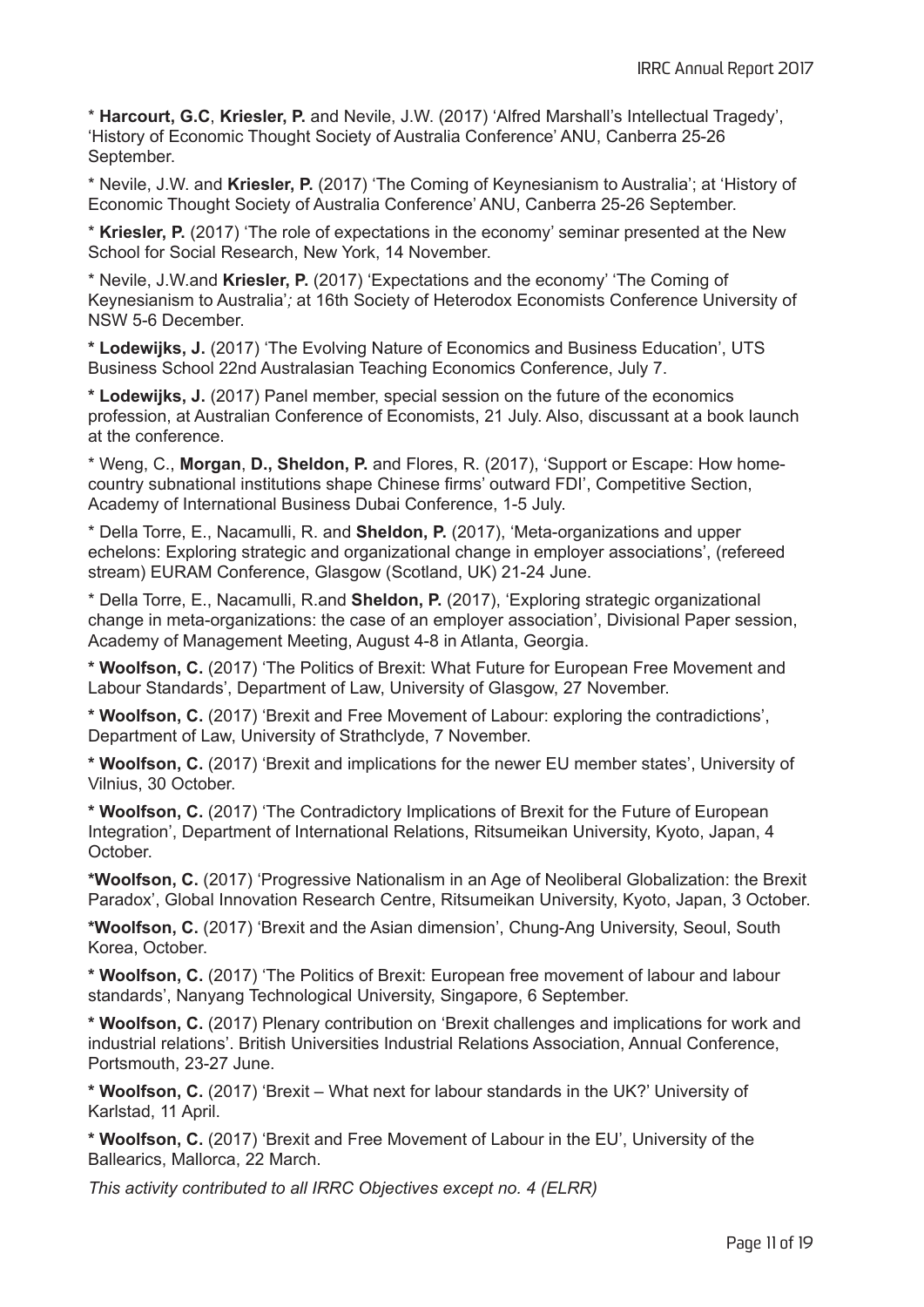* **Harcourt, G.C**, **Kriesler, P.** and Nevile, J.W. (2017) 'Alfred Marshall's Intellectual Tragedy', 'History of Economic Thought Society of Australia Conference' ANU, Canberra 25-26 September.

* Nevile, J.W. and **Kriesler, P.** (2017) 'The Coming of Keynesianism to Australia'; at 'History of Economic Thought Society of Australia Conference' ANU, Canberra 25-26 September.

* **Kriesler, P.** (2017) 'The role of expectations in the economy' seminar presented at the New School for Social Research, New York, 14 November.

* Nevile, J.W.and **Kriesler, P.** (2017) 'Expectations and the economy' 'The Coming of Keynesianism to Australia'*;* at 16th Society of Heterodox Economists Conference University of NSW 5-6 December.

**\* Lodewijks, J.** (2017) 'The Evolving Nature of Economics and Business Education', UTS Business School 22nd Australasian Teaching Economics Conference, July 7.

**\* Lodewijks, J.** (2017) Panel member, special session on the future of the economics profession, at Australian Conference of Economists, 21 July. Also, discussant at a book launch at the conference.

* Weng, C., **Morgan**, **D., Sheldon, P.** and Flores, R. (2017), 'Support or Escape: How home-country subnational institutions shape Chinese firms' outward FDI', Competitive Section, Academy of International Business Dubai Conference, 1-5 July.

* Della Torre, E., Nacamulli, R. and **Sheldon, P.** (2017), 'Meta-organizations and upper echelons: Exploring strategic and organizational change in employer associations', (refereed stream) EURAM Conference, Glasgow (Scotland, UK) 21-24 June.

* Della Torre, E., Nacamulli, R.and **Sheldon, P.** (2017), 'Exploring strategic organizational change in meta-organizations: the case of an employer association', Divisional Paper session, Academy of Management Meeting, August 4-8 in Atlanta, Georgia.

**\* Woolfson, C.** (2017) 'The Politics of Brexit: What Future for European Free Movement and Labour Standards', Department of Law, University of Glasgow, 27 November.

**\* Woolfson, C.** (2017) 'Brexit and Free Movement of Labour: exploring the contradictions', Department of Law, University of Strathclyde, 7 November.

**\* Woolfson, C.** (2017) 'Brexit and implications for the newer EU member states', University of Vilnius, 30 October.

**\* Woolfson, C.** (2017) 'The Contradictory Implications of Brexit for the Future of European Integration', Department of International Relations, Ritsumeikan University, Kyoto, Japan, 4 October.

**\*Woolfson, C.** (2017) 'Progressive Nationalism in an Age of Neoliberal Globalization: the Brexit Paradox', Global Innovation Research Centre, Ritsumeikan University, Kyoto, Japan, 3 October.

**\*Woolfson, C.** (2017) 'Brexit and the Asian dimension', Chung-Ang University, Seoul, South Korea, October.

**\* Woolfson, C.** (2017) 'The Politics of Brexit: European free movement of labour and labour standards', Nanyang Technological University, Singapore, 6 September.

**\* Woolfson, C.** (2017) Plenary contribution on 'Brexit challenges and implications for work and industrial relations'. British Universities Industrial Relations Association, Annual Conference, Portsmouth, 23-27 June.

**\* Woolfson, C.** (2017) 'Brexit – What next for labour standards in the UK?' University of Karlstad, 11 April.

**\* Woolfson, C.** (2017) 'Brexit and Free Movement of Labour in the EU', University of the Ballearics, Mallorca, 22 March.

*This activity contributed to all IRRC Objectives except no. 4 (ELRR)*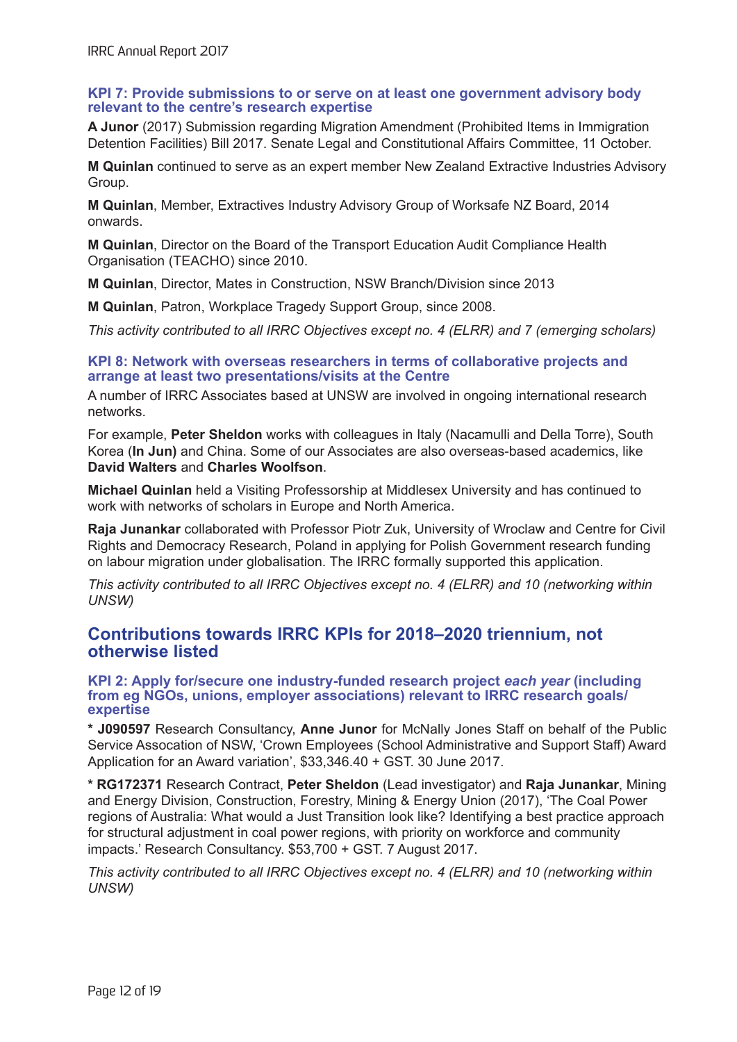### KPI 7: Provide submissions to or serve on at least one government advisory body relevant to the centre's research expertise

**A Junor** (2017) Submission regarding Migration Amendment (Prohibited Items in Immigration Detention Facilities) Bill 2017. Senate Legal and Constitutional Affairs Committee, 11 October.

**M Quinlan** continued to serve as an expert member New Zealand Extractive Industries Advisory Group.

**M Quinlan**, Member, Extractives Industry Advisory Group of Worksafe NZ Board, 2014 onwards.

**M Quinlan**, Director on the Board of the Transport Education Audit Compliance Health Organisation (TEACHO) since 2010.

**M Quinlan**, Director, Mates in Construction, NSW Branch/Division since 2013

**M Quinlan**, Patron, Workplace Tragedy Support Group, since 2008.

*This activity contributed to all IRRC Objectives except no. 4 (ELRR) and 7 (emerging scholars)*

### KPI 8: Network with overseas researchers in terms of collaborative projects and arrange at least two presentations/visits at the Centre

A number of IRRC Associates based at UNSW are involved in ongoing international research networks.

For example, **Peter Sheldon** works with colleagues in Italy (Nacamulli and Della Torre), South Korea (**In Jun)** and China. Some of our Associates are also overseas-based academics, like **David Walters** and **Charles Woolfson**.

**Michael Quinlan** held a Visiting Professorship at Middlesex University and has continued to work with networks of scholars in Europe and North America.

**Raja Junankar** collaborated with Professor Piotr Zuk, University of Wroclaw and Centre for Civil Rights and Democracy Research, Poland in applying for Polish Government research funding on labour migration under globalisation. The IRRC formally supported this application.

*This activity contributed to all IRRC Objectives except no. 4 (ELRR) and 10 (networking within UNSW)*

## Contributions towards IRRC KPIs for 2018–2020 triennium, not otherwise listed

### KPI 2: Apply for/secure one industry-funded research project *each year* (including from eg NGOs, unions, employer associations) relevant to IRRC research goals/ expertise

\* **J090597** Research Consultancy, **Anne Junor** for McNally Jones Staff on behalf of the Public Service Assocation of NSW, 'Crown Employees (School Administrative and Support Staff) Award Application for an Award variation', $33,346.40 + GST. 30 June 2017.

\* **RG172371** Research Contract, **Peter Sheldon** (Lead investigator) and **Raja Junankar**, Mining and Energy Division, Construction, Forestry, Mining & Energy Union (2017), 'The Coal Power regions of Australia: What would a Just Transition look like? Identifying a best practice approach for structural adjustment in coal power regions, with priority on workforce and community impacts.' Research Consultancy. $53,700 + GST. 7 August 2017.

*This activity contributed to all IRRC Objectives except no. 4 (ELRR) and 10 (networking within UNSW)*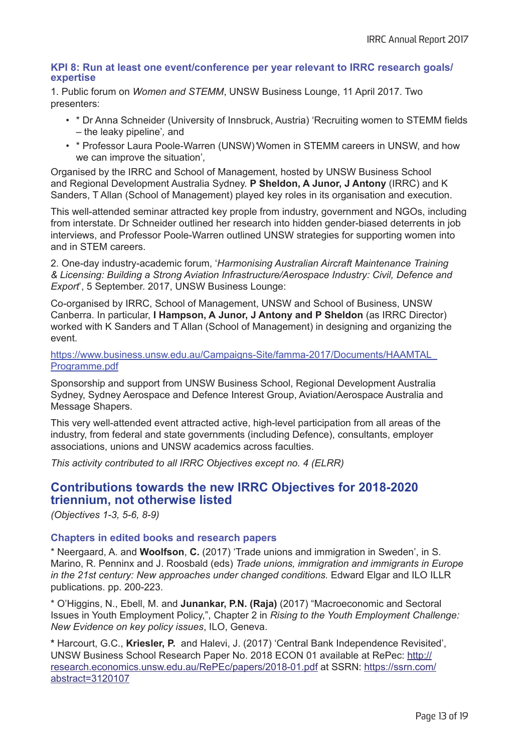### KPI 8: Run at least one event/conference per year relevant to IRRC research goals/ expertise

1. Public forum on *Women and STEMM*, UNSW Business Lounge, 11 April 2017. Two presenters:

- * Dr Anna Schneider (University of Innsbruck, Austria) 'Recruiting women to STEMM fields – the leaky pipeline', and
- * Professor Laura Poole-Warren (UNSW) 'Women in STEMM careers in UNSW, and how we can improve the situation',

Organised by the IRRC and School of Management, hosted by UNSW Business School and Regional Development Australia Sydney. **P Sheldon, A Junor, J Antony** (IRRC) and K Sanders, T Allan (School of Management) played key roles in its organisation and execution.

This well-attended seminar attracted key prople from industry, government and NGOs, including from interstate. Dr Schneider outlined her research into hidden gender-biased deterrents in job interviews, and Professor Poole-Warren outlined UNSW strategies for supporting women into and in STEM careers.

2. One-day industry-academic forum, '*Harmonising Australian Aircraft Maintenance Training & Licensing: Building a Strong Aviation Infrastructure/Aerospace Industry: Civil, Defence and Export*', 5 September. 2017, UNSW Business Lounge:

Co-organised by IRRC, School of Management, UNSW and School of Business, UNSW Canberra. In particular, **I Hampson, A Junor, J Antony and P Sheldon** (as IRRC Director) worked with K Sanders and T Allan (School of Management) in designing and organizing the event.

https://www.business.unsw.edu.au/Campaigns-Site/famma-2017/Documents/HAAMTAL_Programme.pdf

Sponsorship and support from UNSW Business School, Regional Development Australia Sydney, Sydney Aerospace and Defence Interest Group, Aviation/Aerospace Australia and Message Shapers.

This very well-attended event attracted active, high-level participation from all areas of the industry, from federal and state governments (including Defence), consultants, employer associations, unions and UNSW academics across faculties.

*This activity contributed to all IRRC Objectives except no. 4 (ELRR)*

## Contributions towards the new IRRC Objectives for 2018-2020 triennium, not otherwise listed

*(Objectives 1-3, 5-6, 8-9)*

### Chapters in edited books and research papers

* Neergaard, A. and **Woolfson**, **C.** (2017) 'Trade unions and immigration in Sweden', in S. Marino, R. Penninx and J. Roosbald (eds) *Trade unions, immigration and immigrants in Europe in the 21st century: New approaches under changed conditions.* Edward Elgar and ILO ILLR publications. pp. 200-223.

* O'Higgins, N., Ebell, M. and **Junankar, P.N. (Raja)** (2017) "Macroeconomic and Sectoral Issues in Youth Employment Policy,", Chapter 2 in *Rising to the Youth Employment Challenge: New Evidence on key policy issues*, ILO, Geneva.

**\*** Harcourt, G.C., **Kriesler, P.** and Halevi, J. (2017) 'Central Bank Independence Revisited', UNSW Business School Research Paper No. 2018 ECON 01 available at RePec: http://research.economics.unsw.edu.au/RePEc/papers/2018-01.pdf at SSRN: https://ssrn.com/abstract=3120107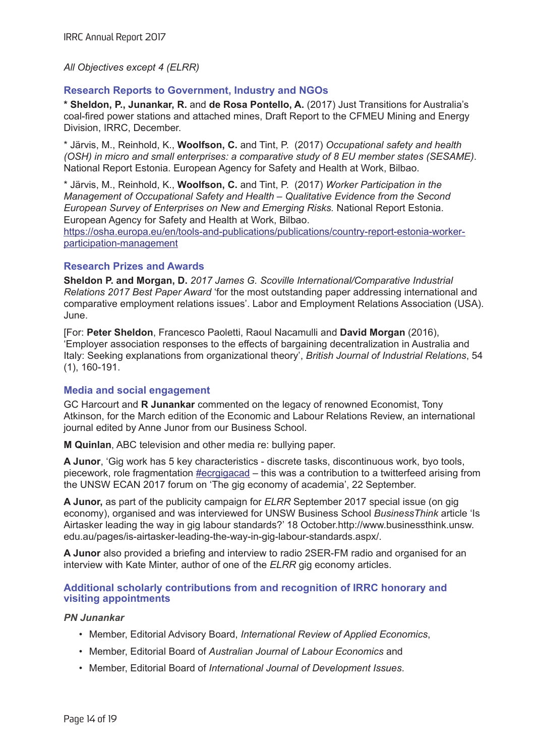*All Objectives except 4 (ELRR)*

### Research Reports to Government, Industry and NGOs

* **Sheldon, P., Junankar, R.** and **de Rosa Pontello, A.** (2017) Just Transitions for Australia's coal-fired power stations and attached mines, Draft Report to the CFMEU Mining and Energy Division, IRRC, December.

* Järvis, M., Reinhold, K., **Woolfson, C.** and Tint, P. (2017) *Occupational safety and health (OSH) in micro and small enterprises: a comparative study of 8 EU member states (SESAME)*. National Report Estonia. European Agency for Safety and Health at Work, Bilbao.

* Järvis, M., Reinhold, K., **Woolfson, C.** and Tint, P. (2017) *Worker Participation in the Management of Occupational Safety and Health – Qualitative Evidence from the Second European Survey of Enterprises on New and Emerging Risks.* National Report Estonia. European Agency for Safety and Health at Work, Bilbao. https://osha.europa.eu/en/tools-and-publications/publications/country-report-estonia-worker-participation-management

### Research Prizes and Awards

**Sheldon P. and Morgan, D.** *2017 James G. Scoville International/Comparative Industrial Relations 2017 Best Paper Award* 'for the most outstanding paper addressing international and comparative employment relations issues'. Labor and Employment Relations Association (USA). June.

[For: **Peter Sheldon**, Francesco Paoletti, Raoul Nacamulli and **David Morgan** (2016), 'Employer association responses to the effects of bargaining decentralization in Australia and Italy: Seeking explanations from organizational theory', *British Journal of Industrial Relations*, 54 (1), 160-191.

### Media and social engagement

GC Harcourt and **R Junankar** commented on the legacy of renowned Economist, Tony Atkinson, for the March edition of the Economic and Labour Relations Review, an international journal edited by Anne Junor from our Business School.

**M Quinlan**, ABC television and other media re: bullying paper.

**A Junor**, 'Gig work has 5 key characteristics - discrete tasks, discontinuous work, byo tools, piecework, role fragmentation #ecrgigacad – this was a contribution to a twitterfeed arising from the UNSW ECAN 2017 forum on 'The gig economy of academia', 22 September.

**A Junor,** as part of the publicity campaign for *ELRR* September 2017 special issue (on gig economy), organised and was interviewed for UNSW Business School *BusinessThink* article 'Is Airtasker leading the way in gig labour standards?' 18 October.http://www.businessthink.unsw.edu.au/pages/is-airtasker-leading-the-way-in-gig-labour-standards.aspx/.

**A Junor** also provided a briefing and interview to radio 2SER-FM radio and organised for an interview with Kate Minter, author of one of the *ELRR* gig economy articles.

### Additional scholarly contributions from and recognition of IRRC honorary and visiting appointments

***PN Junankar***

- Member, Editorial Advisory Board, *International Review of Applied Economics*,
- Member, Editorial Board of *Australian Journal of Labour Economics* and
- Member, Editorial Board of *International Journal of Development Issues*.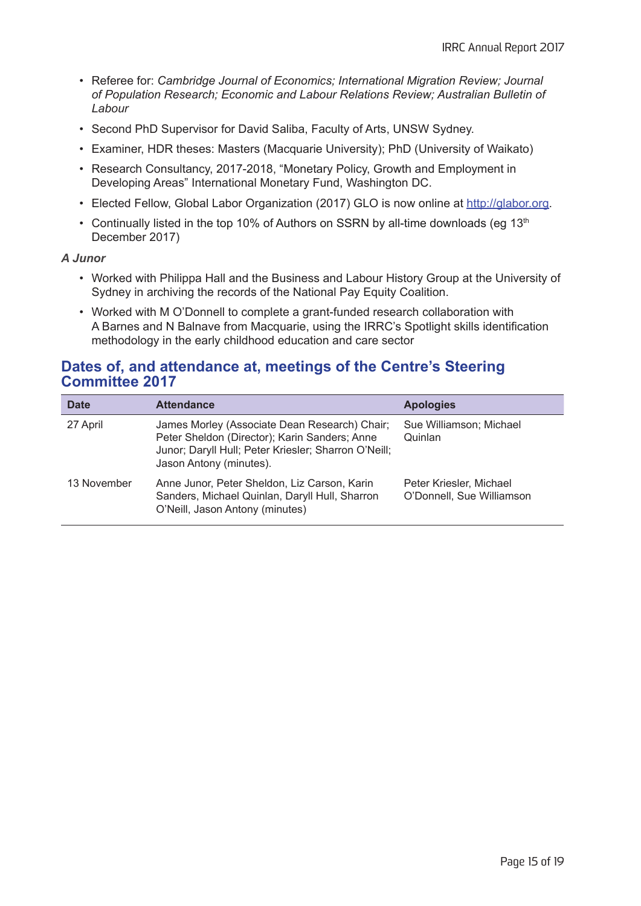- Referee for: *Cambridge Journal of Economics; International Migration Review; Journal of Population Research; Economic and Labour Relations Review; Australian Bulletin of Labour*
- Second PhD Supervisor for David Saliba, Faculty of Arts, UNSW Sydney.
- Examiner, HDR theses: Masters (Macquarie University); PhD (University of Waikato)
- Research Consultancy, 2017-2018, "Monetary Policy, Growth and Employment in Developing Areas" International Monetary Fund, Washington DC.
- Elected Fellow, Global Labor Organization (2017) GLO is now online at [http://glabor.org](http://glabor.org).
- Continually listed in the top 10% of Authors on SSRN by all-time downloads (eg 13th December 2017)

***A Junor***

- Worked with Philippa Hall and the Business and Labour History Group at the University of Sydney in archiving the records of the National Pay Equity Coalition.
- Worked with M O'Donnell to complete a grant-funded research collaboration with A Barnes and N Balnave from Macquarie, using the IRRC's Spotlight skills identification methodology in the early childhood education and care sector

## Dates of, and attendance at, meetings of the Centre's Steering Committee 2017

| Date | Attendance | Apologies |
|---|---|---|
| 27 April | James Morley (Associate Dean Research) Chair; Peter Sheldon (Director); Karin Sanders; Anne Junor; Daryll Hull; Peter Kriesler; Sharron O'Neill; Jason Antony (minutes). | Sue Williamson; Michael Quinlan |
| 13 November | Anne Junor, Peter Sheldon, Liz Carson, Karin Sanders, Michael Quinlan, Daryll Hull, Sharron O'Neill, Jason Antony (minutes) | Peter Kriesler, Michael O'Donnell, Sue Williamson |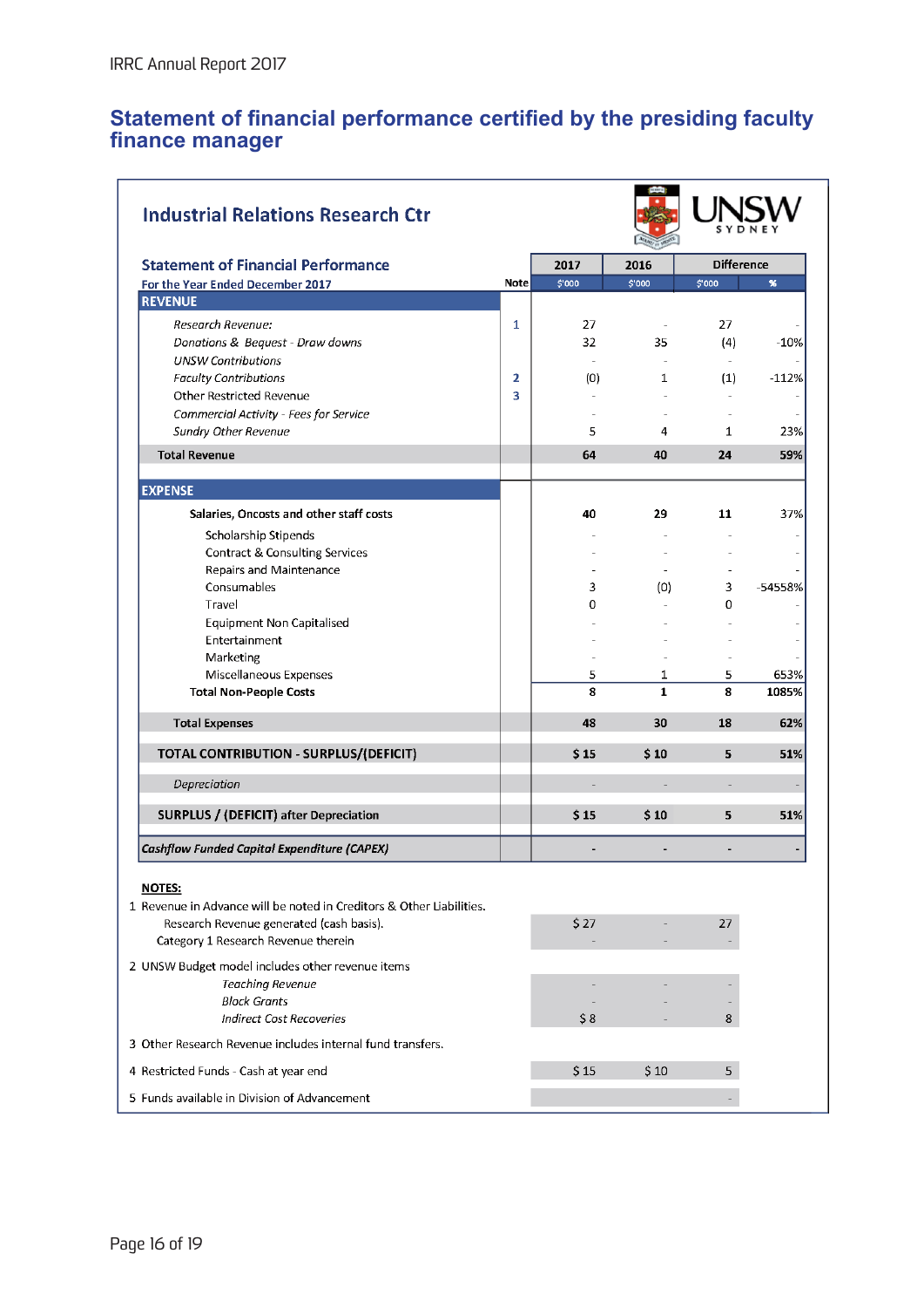## Statement of financial performance certified by the presiding faculty finance manager

**Industrial Relations Research Ctr**

UNSW SYDNEY

**Statement of Financial Performance**
For the Year Ended December 2017

| | Note | 2017 | 2016 | Difference | |
|---|---|---|---|---|---|
| | | $'000 | $'000 | $'000 | % |
| **REVENUE** | | | | | |
| *Research Revenue:* | 1 | 27 | - | 27 | - |
| *Donations & Bequest - Draw downs* | | 32 | 35 | (4) | -10% |
| *UNSW Contributions* | | - | - | - | - |
| *Faculty Contributions* | 2 | (0) | 1 | (1) | -112% |
| Other Restricted Revenue | 3 | - | - | - | - |
| *Commercial Activity - Fees for Service* | | - | - | - | - |
| *Sundry Other Revenue* | | 5 | 4 | 1 | 23% |
| **Total Revenue** | | **64** | **40** | **24** | **59%** |
| **EXPENSE** | | | | | |
| **Salaries, Oncosts and other staff costs** | | **40** | **29** | **11** | 37% |
| Scholarship Stipends | | - | - | - | - |
| Contract & Consulting Services | | - | - | - | - |
| Repairs and Maintenance | | - | - | - | - |
| Consumables | | 3 | (0) | 3 | -54558% |
| Travel | | 0 | - | 0 | - |
| Equipment Non Capitalised | | - | - | - | - |
| Entertainment | | - | - | - | - |
| Marketing | | - | - | - | - |
| Miscellaneous Expenses | | 5 | 1 | 5 | 653% |
| **Total Non-People Costs** | | **8** | **1** | **8** | **1085%** |
| **Total Expenses** | | **48** | **30** | **18** | **62%** |
| **TOTAL CONTRIBUTION - SURPLUS/(DEFICIT)** | | **$ 15** | **$ 10** | **5** | **51%** |
| *Depreciation* | | - | - | - | - |
| **SURPLUS / (DEFICIT) after Depreciation** | | **$ 15** | **$ 10** | **5** | **51%** |
| ***Cashflow Funded Capital Expenditure (CAPEX)*** | | **-** | **-** | **-** | **-** |

**NOTES:**

| | 2017 | 2016 | Difference |
|---|---|---|---|
| 1 Revenue in Advance will be noted in Creditors & Other Liabilities. | | | |
| Research Revenue generated (cash basis). | $ 27 | - | 27 |
| Category 1 Research Revenue therein | - | - | - |
| 2 UNSW Budget model includes other revenue items | | | |
| *Teaching Revenue* | - | - | - |
| *Block Grants* | - | - | - |
| *Indirect Cost Recoveries* | $ 8 | - | 8 |
| 3 Other Research Revenue includes internal fund transfers. | | | |
| 4 Restricted Funds - Cash at year end | $ 15 | $ 10 | 5 |
| 5 Funds available in Division of Advancement | | | - |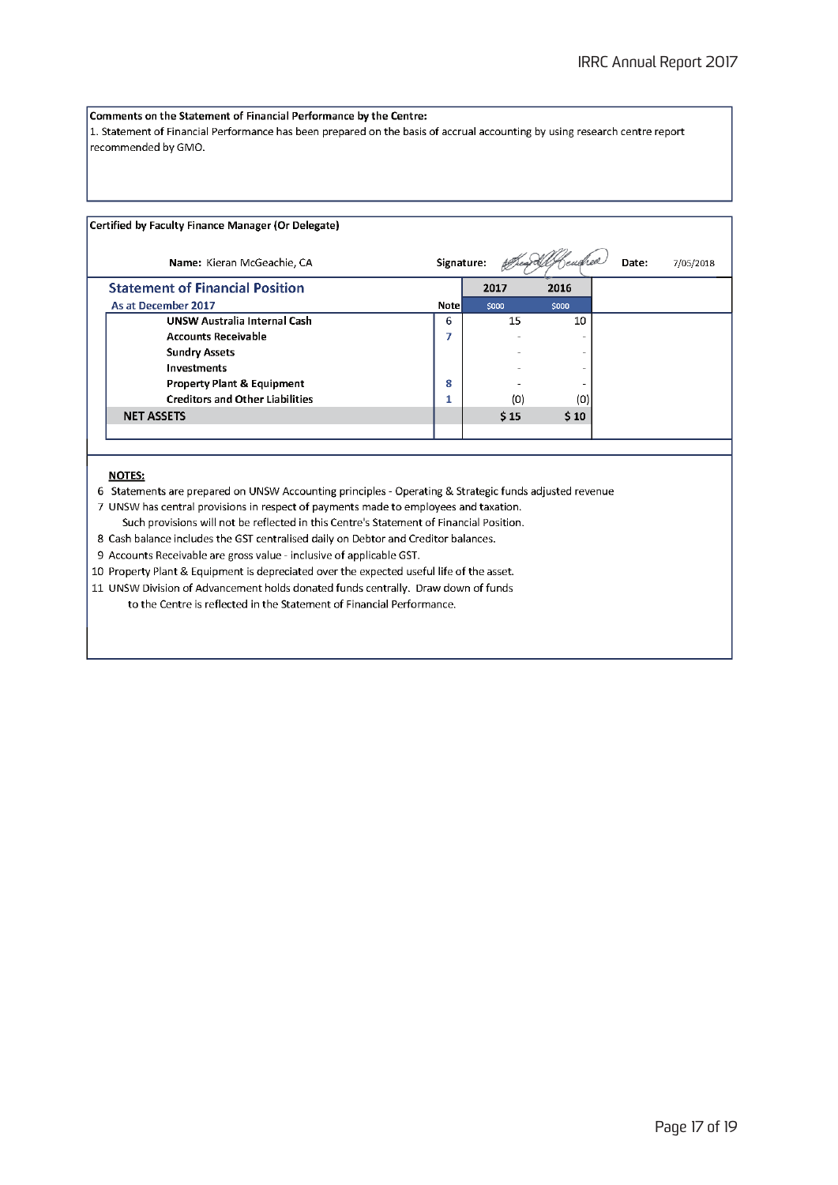**Comments on the Statement of Financial Performance by the Centre:**

1. Statement of Financial Performance has been prepared on the basis of accrual accounting by using research centre report recommended by GMO.

**Certified by Faculty Finance Manager (Or Delegate)**

**Name:** Kieran McGeachie, CA **Signature:** **Date:** 7/05/2018

## Statement of Financial Position

**As at December 2017**

| | Note | 2017 | 2016 |
|---|---|---|---|
| | | $000 | $000 |
| **UNSW Australia Internal Cash** | 6 | 15 | 10 |
| **Accounts Receivable** | 7 | - | - |
| **Sundry Assets** | | - | - |
| **Investments** | | - | - |
| **Property Plant & Equipment** | 8 | - | - |
| **Creditors and Other Liabilities** | 1 | (0) | (0) |
| **NET ASSETS** | | **$ 15** | **$ 10** |

**NOTES:**

6 Statements are prepared on UNSW Accounting principles - Operating & Strategic funds adjusted revenue

7 UNSW has central provisions in respect of payments made to employees and taxation. Such provisions will not be reflected in this Centre's Statement of Financial Position.

8 Cash balance includes the GST centralised daily on Debtor and Creditor balances.

9 Accounts Receivable are gross value - inclusive of applicable GST.

10 Property Plant & Equipment is depreciated over the expected useful life of the asset.

11 UNSW Division of Advancement holds donated funds centrally. Draw down of funds to the Centre is reflected in the Statement of Financial Performance.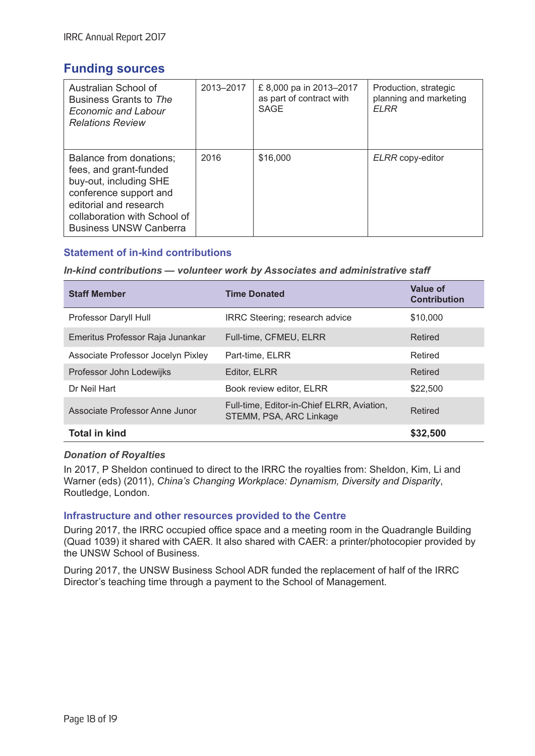## Funding sources

| | | | |
|---|---|---|---|
| Australian School of Business Grants to *The Economic and Labour Relations Review* | 2013–2017 | £ 8,000 pa in 2013–2017 as part of contract with SAGE | Production, strategic planning and marketing *ELRR* |
| Balance from donations; fees, and grant-funded buy-out, including SHE conference support and editorial and research collaboration with School of Business UNSW Canberra | 2016 | $16,000 | *ELRR* copy-editor |

### Statement of in-kind contributions

***In-kind contributions — volunteer work by Associates and administrative staff***

| Staff Member | Time Donated | Value of Contribution |
|---|---|---|
| Professor Daryll Hull | IRRC Steering; research advice | $10,000 |
| Emeritus Professor Raja Junankar | Full-time, CFMEU, ELRR | Retired |
| Associate Professor Jocelyn Pixley | Part-time, ELRR | Retired |
| Professor John Lodewijks | Editor, ELRR | Retired |
| Dr Neil Hart | Book review editor, ELRR | $22,500 |
| Associate Professor Anne Junor | Full-time, Editor-in-Chief ELRR, Aviation, STEMM, PSA, ARC Linkage | Retired |
| **Total in kind** | | **$32,500** |

***Donation of Royalties***

In 2017, P Sheldon continued to direct to the IRRC the royalties from: Sheldon, Kim, Li and Warner (eds) (2011), *China's Changing Workplace: Dynamism, Diversity and Disparity*, Routledge, London.

### Infrastructure and other resources provided to the Centre

During 2017, the IRRC occupied office space and a meeting room in the Quadrangle Building (Quad 1039) it shared with CAER. It also shared with CAER: a printer/photocopier provided by the UNSW School of Business.

During 2017, the UNSW Business School ADR funded the replacement of half of the IRRC Director's teaching time through a payment to the School of Management.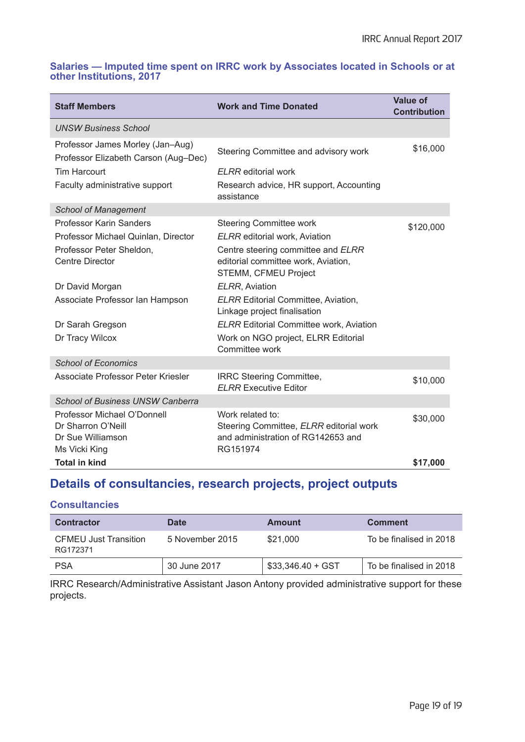### Salaries — Imputed time spent on IRRC work by Associates located in Schools or at other Institutions, 2017

| Staff Members | Work and Time Donated | Value of Contribution |
|---|---|---|
| *UNSW Business School* | | |
| Professor James Morley (Jan–Aug)<br>Professor Elizabeth Carson (Aug–Dec) | Steering Committee and advisory work | $16,000 |
| Tim Harcourt | *ELRR* editorial work | |
| Faculty administrative support | Research advice, HR support, Accounting assistance | |
| *School of Management* | | |
| Professor Karin Sanders | Steering Committee work | $120,000 |
| Professor Michael Quinlan, Director | *ELRR* editorial work, Aviation | |
| Professor Peter Sheldon, Centre Director | Centre steering committee and *ELRR* editorial committee work, Aviation, STEMM, CFMEU Project | |
| Dr David Morgan | *ELRR*, Aviation | |
| Associate Professor Ian Hampson | *ELRR* Editorial Committee, Aviation, Linkage project finalisation | |
| Dr Sarah Gregson | *ELRR* Editorial Committee work, Aviation | |
| Dr Tracy Wilcox | Work on NGO project, ELRR Editorial Committee work | |
| *School of Economics* | | |
| Associate Professor Peter Kriesler | IRRC Steering Committee, *ELRR* Executive Editor | $10,000 |
| *School of Business UNSW Canberra* | | |
| Professor Michael O'Donnell<br>Dr Sharron O'Neill<br>Dr Sue Williamson<br>Ms Vicki King | Work related to:<br>Steering Committee, *ELRR* editorial work and administration of RG142653 and RG151974 | $30,000 |
| **Total in kind** | | **$17,000** |

## Details of consultancies, research projects, project outputs

### Consultancies

| Contractor | Date | Amount | Comment |
|---|---|---|---|
| CFMEU Just Transition RG172371 | 5 November 2015 | $21,000 | To be finalised in 2018 |
| PSA | 30 June 2017 | $33,346.40 + GST | To be finalised in 2018 |

IRRC Research/Administrative Assistant Jason Antony provided administrative support for these projects.